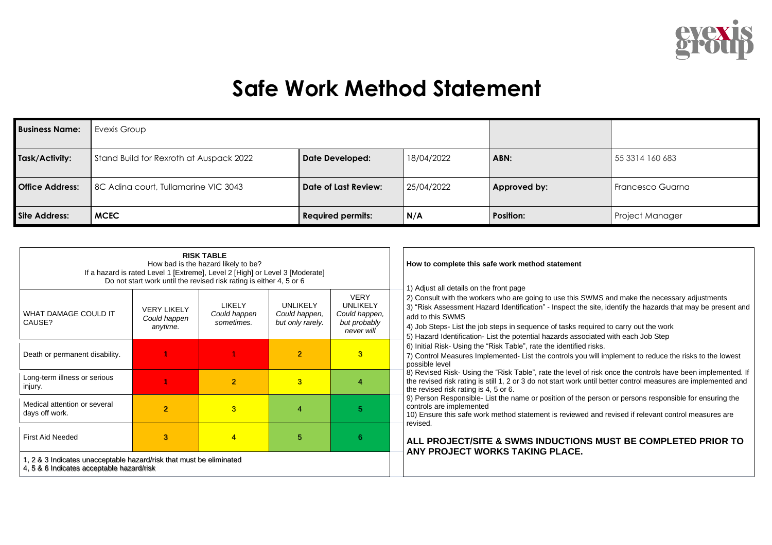# Safe Work Method Statement

| **Business Name:** | Evexis Group | | | | |
|---|---|---|---|---|---|
| **Task/Activity:** | Stand Build for Rexroth at Auspack 2022 | **Date Developed:** | 18/04/2022 | **ABN:** | 55 3314 160 683 |
| **Office Address:** | 8C Adina court, Tullamarine VIC 3043 | **Date of Last Review:** | 25/04/2022 | **Approved by:** | Francesco Guarna |
| **Site Address:** | **MCEC** | **Required permits:** | **N/A** | **Position:** | Project Manager |

**RISK TABLE**
How bad is the hazard likely to be?
If a hazard is rated Level 1 [Extreme], Level 2 [High] or Level 3 [Moderate]
Do not start work until the revised risk rating is either 4, 5 or 6

| WHAT DAMAGE COULD IT CAUSE? | VERY LIKELY *Could happen anytime.* | LIKELY *Could happen sometimes.* | UNLIKELY *Could happen, but only rarely.* | VERY UNLIKELY *Could happen, but probably never will* |
|---|---|---|---|---|
| Death or permanent disability. | 1 | 1 | 2 | 3 |
| Long-term illness or serious injury. | 1 | 2 | 3 | 4 |
| Medical attention or several days off work. | 2 | 3 | 4 | 5 |
| First Aid Needed | 3 | 4 | 5 | 6 |

1, 2 & 3 Indicates unacceptable hazard/risk that must be eliminated
4, 5 & 6 Indicates acceptable hazard/risk

**How to complete this safe work method statement**

1) Adjust all details on the front page
2) Consult with the workers who are going to use this SWMS and make the necessary adjustments
3) "Risk Assessment Hazard Identification" - Inspect the site, identify the hazards that may be present and add to this SWMS
4) Job Steps- List the job steps in sequence of tasks required to carry out the work
5) Hazard Identification- List the potential hazards associated with each Job Step
6) Initial Risk- Using the "Risk Table", rate the identified risks.
7) Control Measures Implemented- List the controls you will implement to reduce the risks to the lowest possible level
8) Revised Risk- Using the "Risk Table", rate the level of risk once the controls have been implemented. If the revised risk rating is still 1, 2 or 3 do not start work until better control measures are implemented and the revised risk rating is 4, 5 or 6.
9) Person Responsible- List the name or position of the person or persons responsible for ensuring the controls are implemented
10) Ensure this safe work method statement is reviewed and revised if relevant control measures are revised.

**ALL PROJECT/SITE & SWMS INDUCTIONS MUST BE COMPLETED PRIOR TO ANY PROJECT WORKS TAKING PLACE.**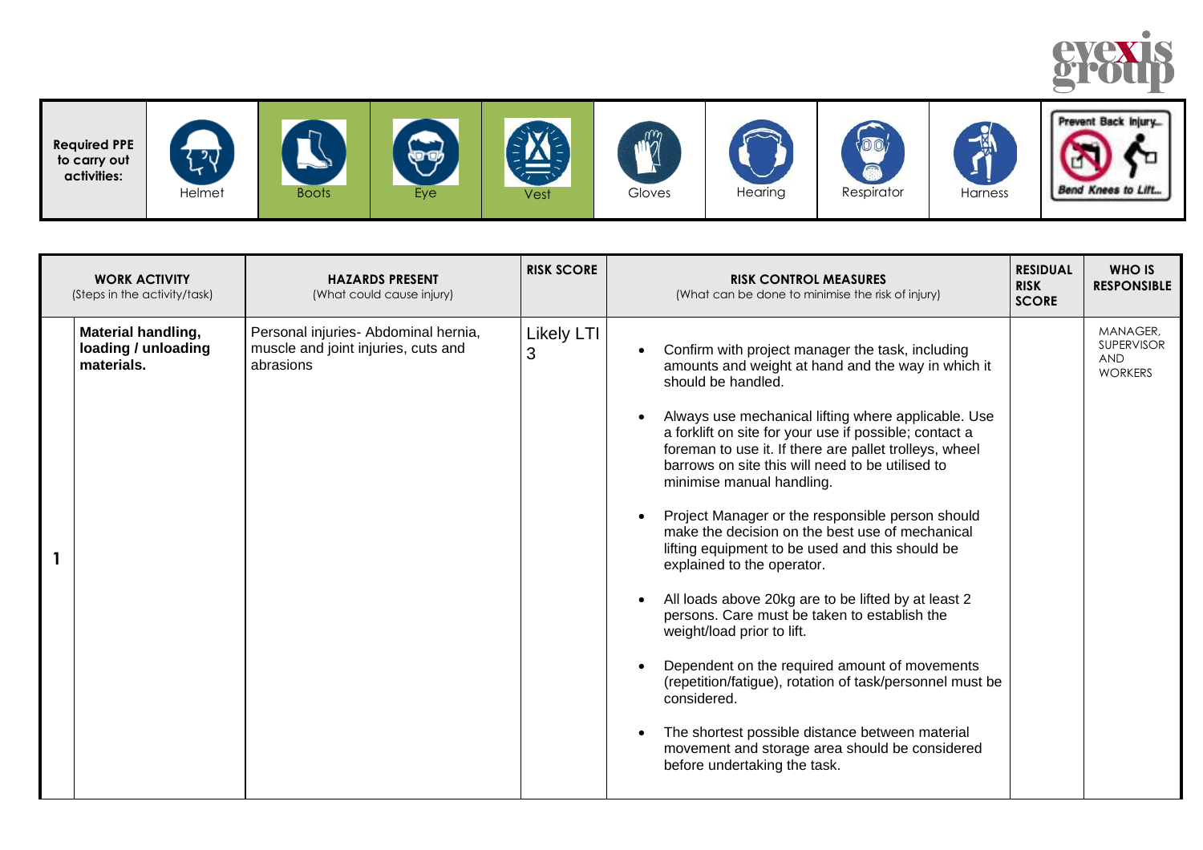| Required PPE to carry out activities: | Helmet | Boots | Eye | Vest | Gloves | Hearing | Respirator | Harness | Prevent Back Injury... Bend Knees to Lift... |
|---|---|---|---|---|---|---|---|---|---|

| | WORK ACTIVITY (Steps in the activity/task) | HAZARDS PRESENT (What could cause injury) | RISK SCORE | RISK CONTROL MEASURES (What can be done to minimise the risk of injury) | RESIDUAL RISK SCORE | WHO IS RESPONSIBLE |
|---|---|---|---|---|---|---|
| 1 | **Material handling, loading / unloading materials.** | Personal injuries- Abdominal hernia, muscle and joint injuries, cuts and abrasions | Likely LTI 3 | • Confirm with project manager the task, including amounts and weight at hand and the way in which it should be handled.<br>• Always use mechanical lifting where applicable. Use a forklift on site for your use if possible; contact a foreman to use it. If there are pallet trolleys, wheel barrows on site this will need to be utilised to minimise manual handling.<br>• Project Manager or the responsible person should make the decision on the best use of mechanical lifting equipment to be used and this should be explained to the operator.<br>• All loads above 20kg are to be lifted by at least 2 persons. Care must be taken to establish the weight/load prior to lift.<br>• Dependent on the required amount of movements (repetition/fatigue), rotation of task/personnel must be considered.<br>• The shortest possible distance between material movement and storage area should be considered before undertaking the task. | | MANAGER, SUPERVISOR AND WORKERS |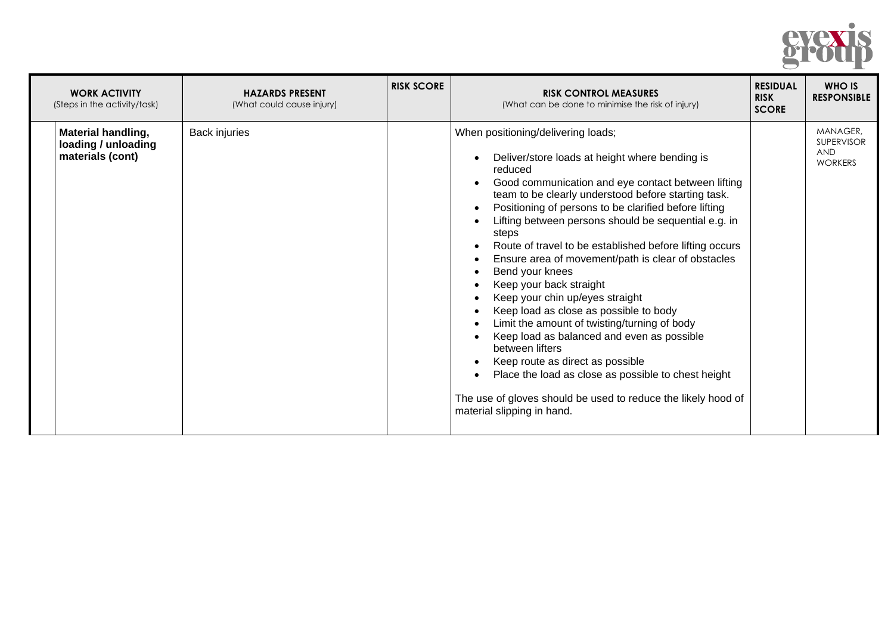| WORK ACTIVITY (Steps in the activity/task) | HAZARDS PRESENT (What could cause injury) | RISK SCORE | RISK CONTROL MEASURES (What can be done to minimise the risk of injury) | RESIDUAL RISK SCORE | WHO IS RESPONSIBLE |
|---|---|---|---|---|---|
| **Material handling, loading / unloading materials (cont)** | Back injuries | | When positioning/delivering loads;<br>• Deliver/store loads at height where bending is reduced<br>• Good communication and eye contact between lifting team to be clearly understood before starting task.<br>• Positioning of persons to be clarified before lifting<br>• Lifting between persons should be sequential e.g. in steps<br>• Route of travel to be established before lifting occurs<br>• Ensure area of movement/path is clear of obstacles<br>• Bend your knees<br>• Keep your back straight<br>• Keep your chin up/eyes straight<br>• Keep load as close as possible to body<br>• Limit the amount of twisting/turning of body<br>• Keep load as balanced and even as possible between lifters<br>• Keep route as direct as possible<br>• Place the load as close as possible to chest height<br><br>The use of gloves should be used to reduce the likely hood of material slipping in hand. | | MANAGER, SUPERVISOR AND WORKERS |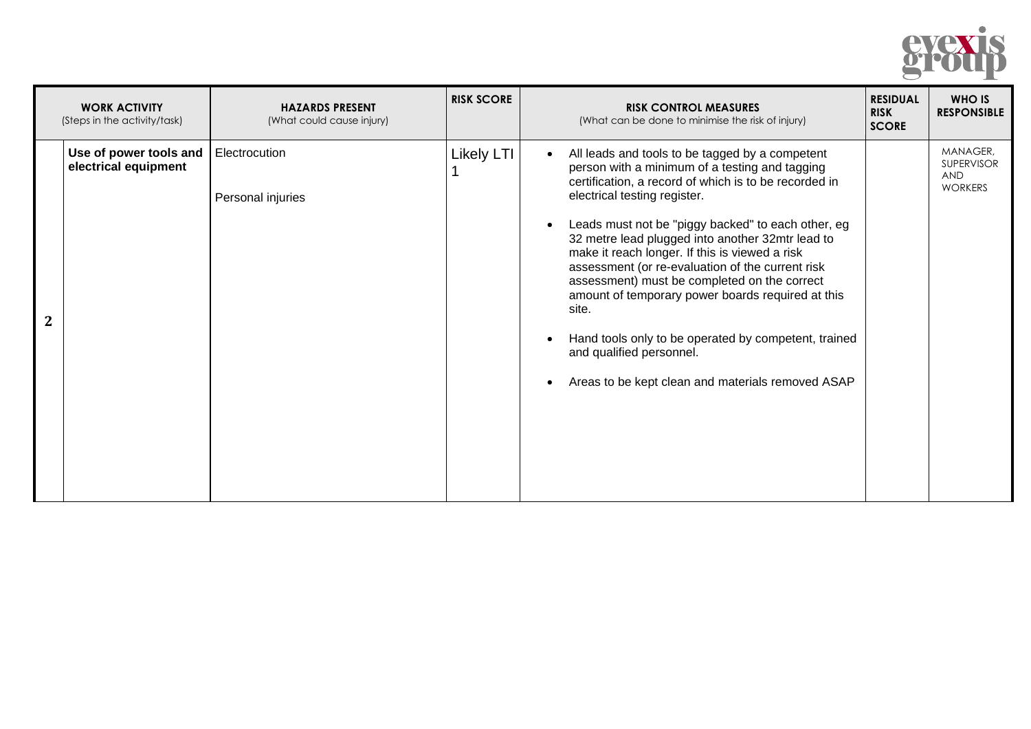| | WORK ACTIVITY (Steps in the activity/task) | HAZARDS PRESENT (What could cause injury) | RISK SCORE | RISK CONTROL MEASURES (What can be done to minimise the risk of injury) | RESIDUAL RISK SCORE | WHO IS RESPONSIBLE |
|---|---|---|---|---|---|---|
| 2 | **Use of power tools and electrical equipment** | Electrocution<br><br>Personal injuries | Likely LTI 1 | • All leads and tools to be tagged by a competent person with a minimum of a testing and tagging certification, a record of which is to be recorded in electrical testing register.<br><br>• Leads must not be "piggy backed" to each other, eg 32 metre lead plugged into another 32mtr lead to make it reach longer. If this is viewed a risk assessment (or re-evaluation of the current risk assessment) must be completed on the correct amount of temporary power boards required at this site.<br><br>• Hand tools only to be operated by competent, trained and qualified personnel.<br><br>• Areas to be kept clean and materials removed ASAP | | MANAGER, SUPERVISOR AND WORKERS |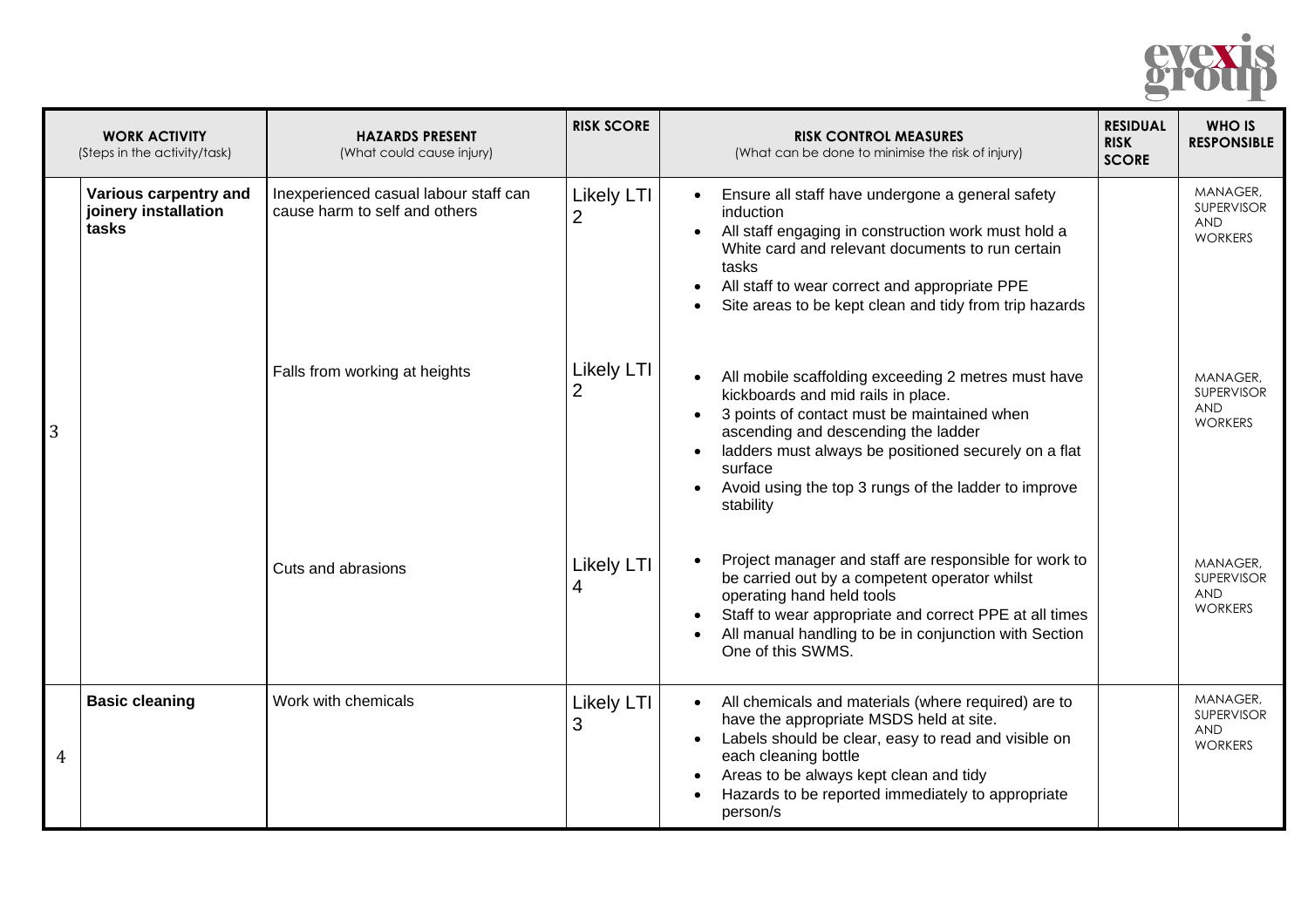| | WORK ACTIVITY (Steps in the activity/task) | HAZARDS PRESENT (What could cause injury) | RISK SCORE | RISK CONTROL MEASURES (What can be done to minimise the risk of injury) | RESIDUAL RISK SCORE | WHO IS RESPONSIBLE |
|---|---|---|---|---|---|---|
| 3 | **Various carpentry and joinery installation tasks** | Inexperienced casual labour staff can cause harm to self and others | Likely LTI 2 | • Ensure all staff have undergone a general safety induction<br>• All staff engaging in construction work must hold a White card and relevant documents to run certain tasks<br>• All staff to wear correct and appropriate PPE<br>• Site areas to be kept clean and tidy from trip hazards | | MANAGER, SUPERVISOR AND WORKERS |
| | | Falls from working at heights | Likely LTI 2 | • All mobile scaffolding exceeding 2 metres must have kickboards and mid rails in place.<br>• 3 points of contact must be maintained when ascending and descending the ladder<br>• ladders must always be positioned securely on a flat surface<br>• Avoid using the top 3 rungs of the ladder to improve stability | | MANAGER, SUPERVISOR AND WORKERS |
| | | Cuts and abrasions | Likely LTI 4 | • Project manager and staff are responsible for work to be carried out by a competent operator whilst operating hand held tools<br>• Staff to wear appropriate and correct PPE at all times<br>• All manual handling to be in conjunction with Section One of this SWMS. | | MANAGER, SUPERVISOR AND WORKERS |
| 4 | **Basic cleaning** | Work with chemicals | Likely LTI 3 | • All chemicals and materials (where required) are to have the appropriate MSDS held at site.<br>• Labels should be clear, easy to read and visible on each cleaning bottle<br>• Areas to be always kept clean and tidy<br>• Hazards to be reported immediately to appropriate person/s | | MANAGER, SUPERVISOR AND WORKERS |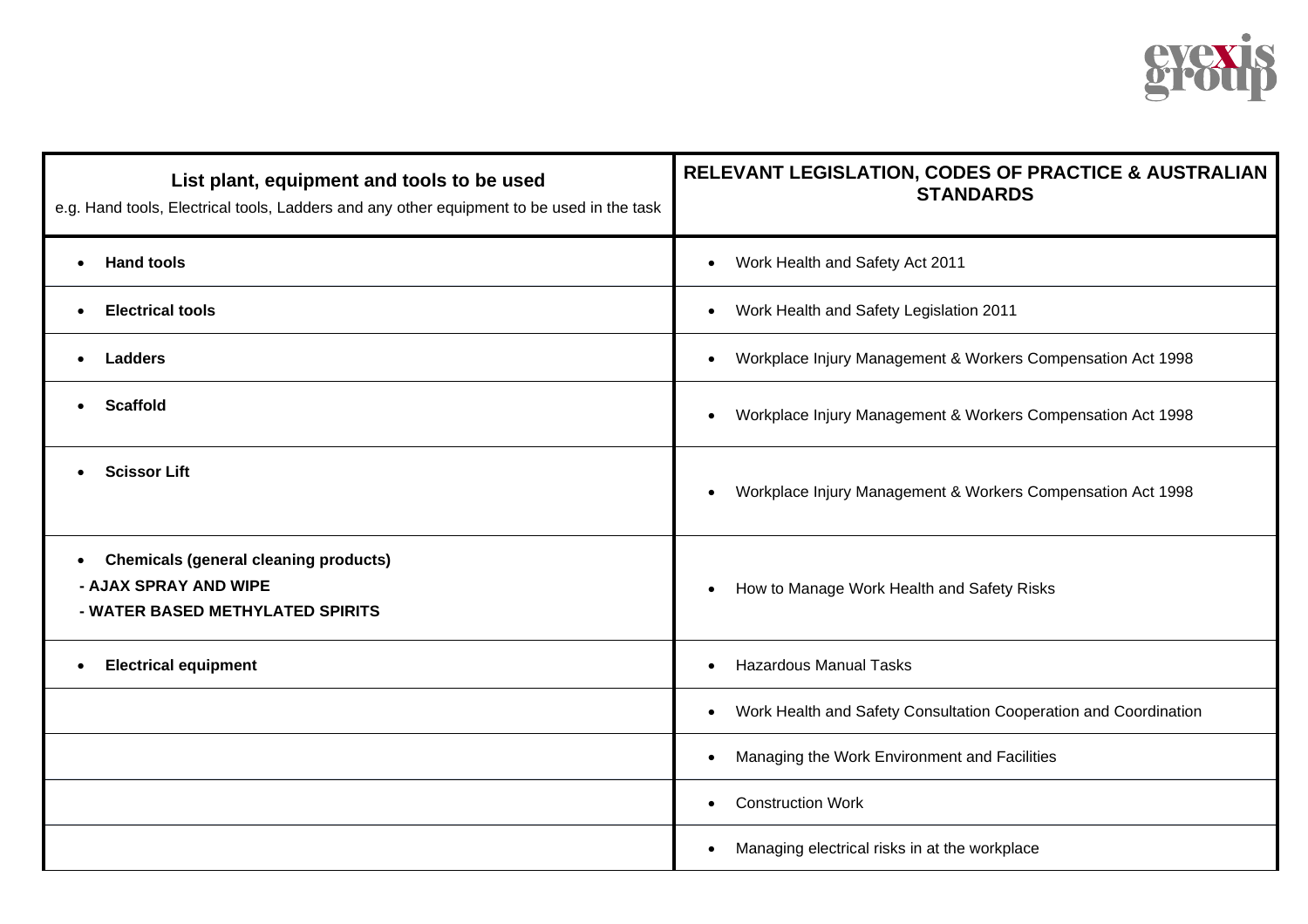| **List plant, equipment and tools to be used**<br>e.g. Hand tools, Electrical tools, Ladders and any other equipment to be used in the task | **RELEVANT LEGISLATION, CODES OF PRACTICE & AUSTRALIAN STANDARDS** |
|---|---|
| • **Hand tools** | • Work Health and Safety Act 2011 |
| • **Electrical tools** | • Work Health and Safety Legislation 2011 |
| • **Ladders** | • Workplace Injury Management & Workers Compensation Act 1998 |
| • **Scaffold** | • Workplace Injury Management & Workers Compensation Act 1998 |
| • **Scissor Lift** | • Workplace Injury Management & Workers Compensation Act 1998 |
| • **Chemicals (general cleaning products)**<br>**- AJAX SPRAY AND WIPE**<br>**- WATER BASED METHYLATED SPIRITS** | • How to Manage Work Health and Safety Risks |
| • **Electrical equipment** | • Hazardous Manual Tasks |
| | • Work Health and Safety Consultation Cooperation and Coordination |
| | • Managing the Work Environment and Facilities |
| | • Construction Work |
| | • Managing electrical risks in at the workplace |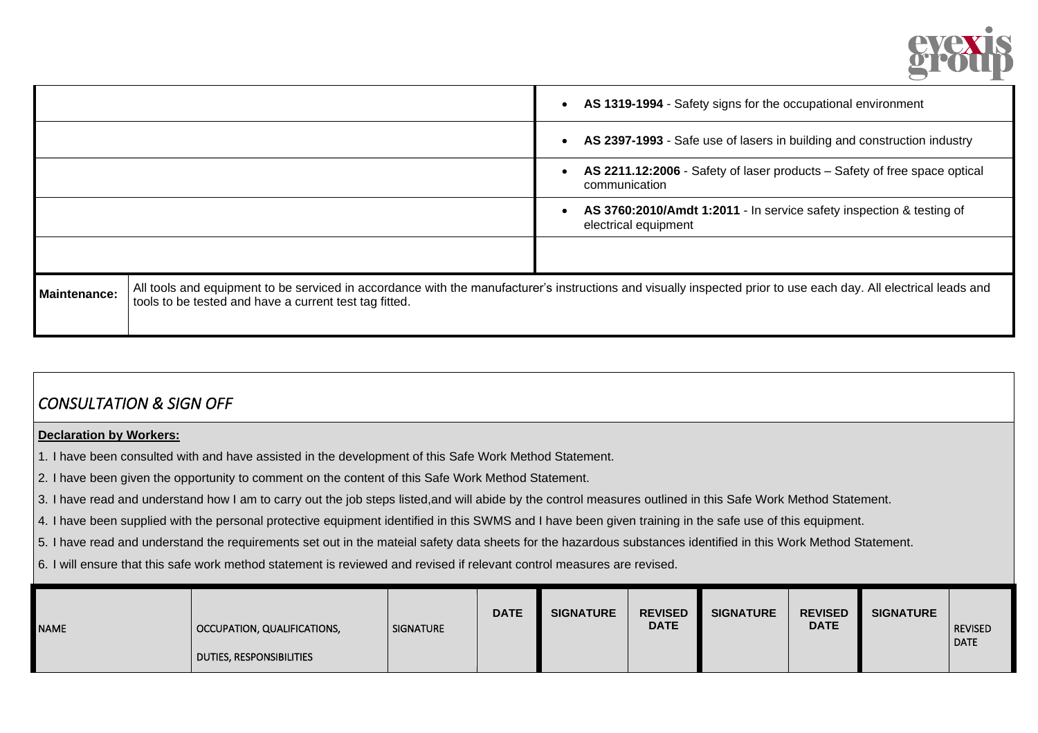| | |
|---|---|
| | • **AS 1319-1994** - Safety signs for the occupational environment |
| | • **AS 2397-1993** - Safe use of lasers in building and construction industry |
| | • **AS 2211.12:2006** - Safety of laser products – Safety of free space optical communication |
| | • **AS 3760:2010/Amdt 1:2011** - In service safety inspection & testing of electrical equipment |
| | |

| | |
|---|---|
| **Maintenance:** | All tools and equipment to be serviced in accordance with the manufacturer's instructions and visually inspected prior to use each day. All electrical leads and tools to be tested and have a current test tag fitted. |

## *CONSULTATION & SIGN OFF*

**Declaration by Workers:**

1. I have been consulted with and have assisted in the development of this Safe Work Method Statement.
2. I have been given the opportunity to comment on the content of this Safe Work Method Statement.
3. I have read and understand how I am to carry out the job steps listed,and will abide by the control measures outlined in this Safe Work Method Statement.
4. I have been supplied with the personal protective equipment identified in this SWMS and I have been given training in the safe use of this equipment.
5. I have read and understand the requirements set out in the mateial safety data sheets for the hazardous substances identified in this Work Method Statement.
6. I will ensure that this safe work method statement is reviewed and revised if relevant control measures are revised.

| NAME | OCCUPATION, QUALIFICATIONS, DUTIES, RESPONSIBILITIES | SIGNATURE | DATE | SIGNATURE | REVISED DATE | SIGNATURE | REVISED DATE | SIGNATURE | REVISED DATE |
|---|---|---|---|---|---|---|---|---|---|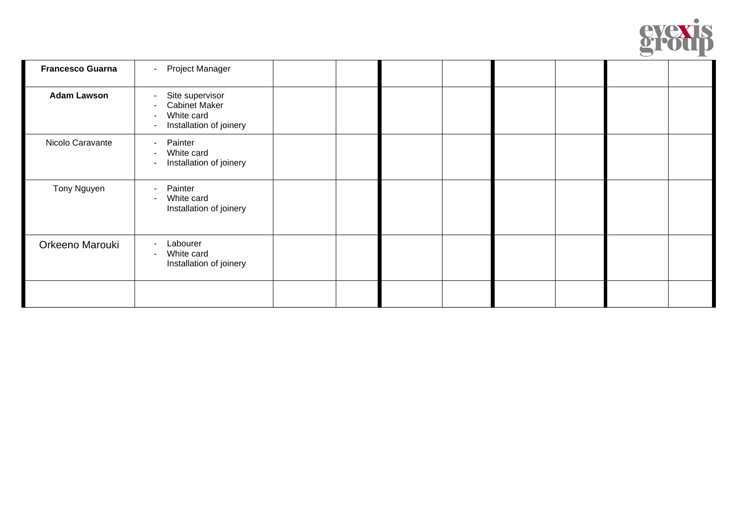| | | | | | | | | | |
|---|---|---|---|---|---|---|---|---|---|
| **Francesco Guarna** | - Project Manager | | | | | | | | |
| **Adam Lawson** | - Site supervisor<br>- Cabinet Maker<br>- White card<br>- Installation of joinery | | | | | | | | |
| Nicolo Caravante | - Painter<br>- White card<br>- Installation of joinery | | | | | | | | |
| Tony Nguyen | - Painter<br>- White card<br>Installation of joinery | | | | | | | | |
| Orkeeno Marouki | - Labourer<br>- White card<br>Installation of joinery | | | | | | | | |
| | | | | | | | | | |